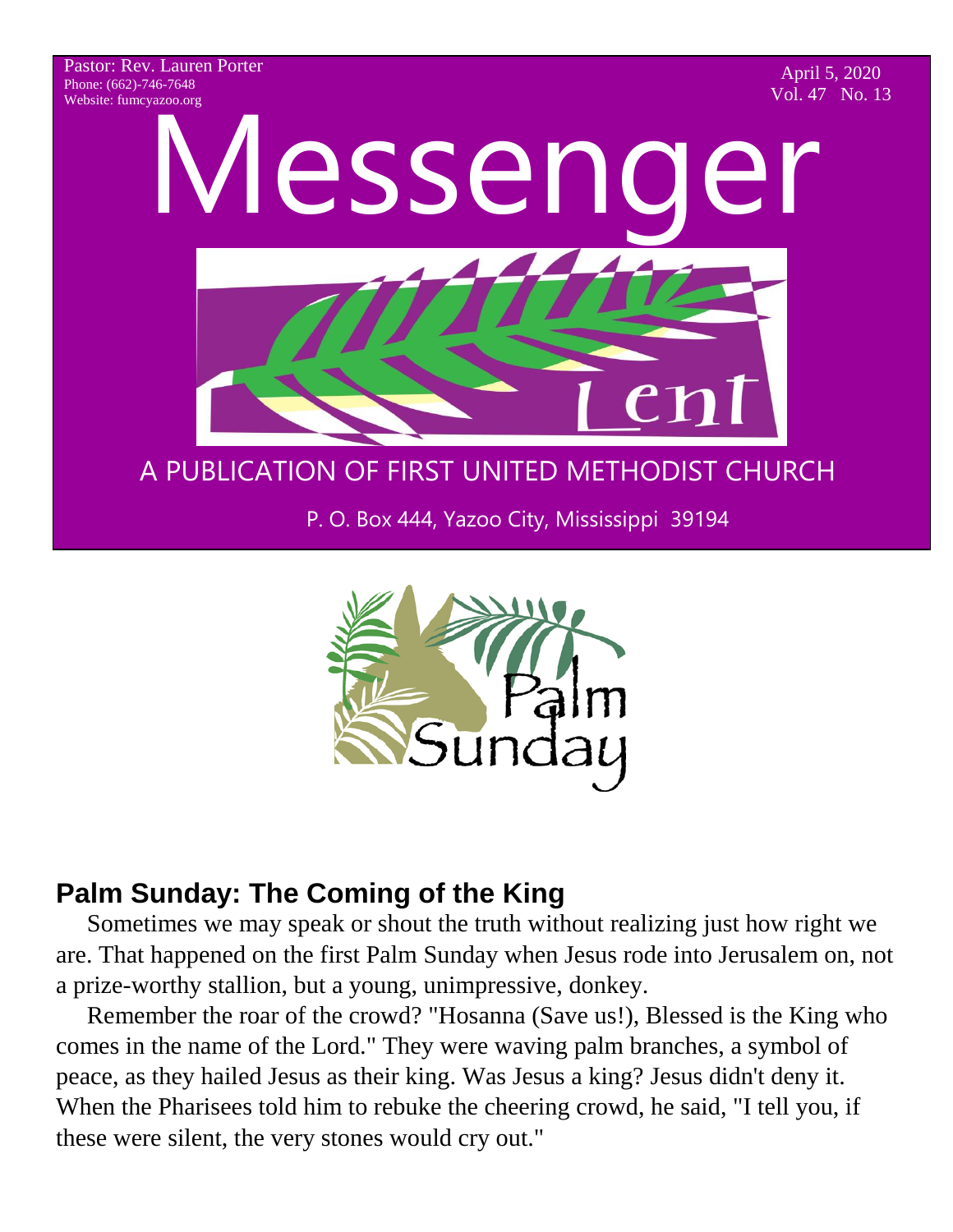Pastor: Rev. Lauren Porter
Phone: (662)-746-7648
Website: fumcyazoo.org

April 5, 2020
Vol. 47 No. 13

# Messenger

Lent

A PUBLICATION OF FIRST UNITED METHODIST CHURCH

P. O. Box 444, Yazoo City, Mississippi 39194

Palm Sunday

## Palm Sunday: The Coming of the King

Sometimes we may speak or shout the truth without realizing just how right we are. That happened on the first Palm Sunday when Jesus rode into Jerusalem on, not a prize-worthy stallion, but a young, unimpressive, donkey.

Remember the roar of the crowd? "Hosanna (Save us!), Blessed is the King who comes in the name of the Lord." They were waving palm branches, a symbol of peace, as they hailed Jesus as their king. Was Jesus a king? Jesus didn't deny it. When the Pharisees told him to rebuke the cheering crowd, he said, "I tell you, if these were silent, the very stones would cry out."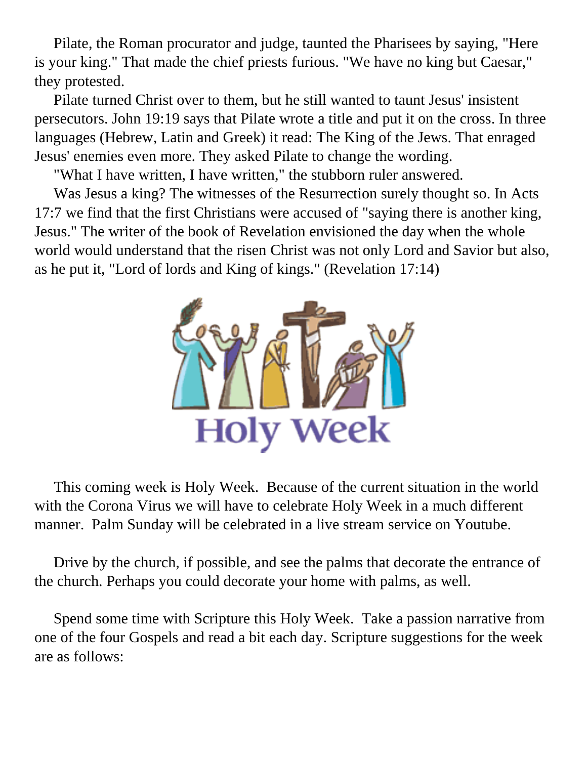Pilate, the Roman procurator and judge, taunted the Pharisees by saying, "Here is your king." That made the chief priests furious. "We have no king but Caesar," they protested.

Pilate turned Christ over to them, but he still wanted to taunt Jesus' insistent persecutors. John 19:19 says that Pilate wrote a title and put it on the cross. In three languages (Hebrew, Latin and Greek) it read: The King of the Jews. That enraged Jesus' enemies even more. They asked Pilate to change the wording.

"What I have written, I have written," the stubborn ruler answered.

Was Jesus a king? The witnesses of the Resurrection surely thought so. In Acts 17:7 we find that the first Christians were accused of "saying there is another king, Jesus." The writer of the book of Revelation envisioned the day when the whole world would understand that the risen Christ was not only Lord and Savior but also, as he put it, "Lord of lords and King of kings." (Revelation 17:14)

Holy Week

This coming week is Holy Week. Because of the current situation in the world with the Corona Virus we will have to celebrate Holy Week in a much different manner. Palm Sunday will be celebrated in a live stream service on Youtube.

Drive by the church, if possible, and see the palms that decorate the entrance of the church. Perhaps you could decorate your home with palms, as well.

Spend some time with Scripture this Holy Week. Take a passion narrative from one of the four Gospels and read a bit each day. Scripture suggestions for the week are as follows: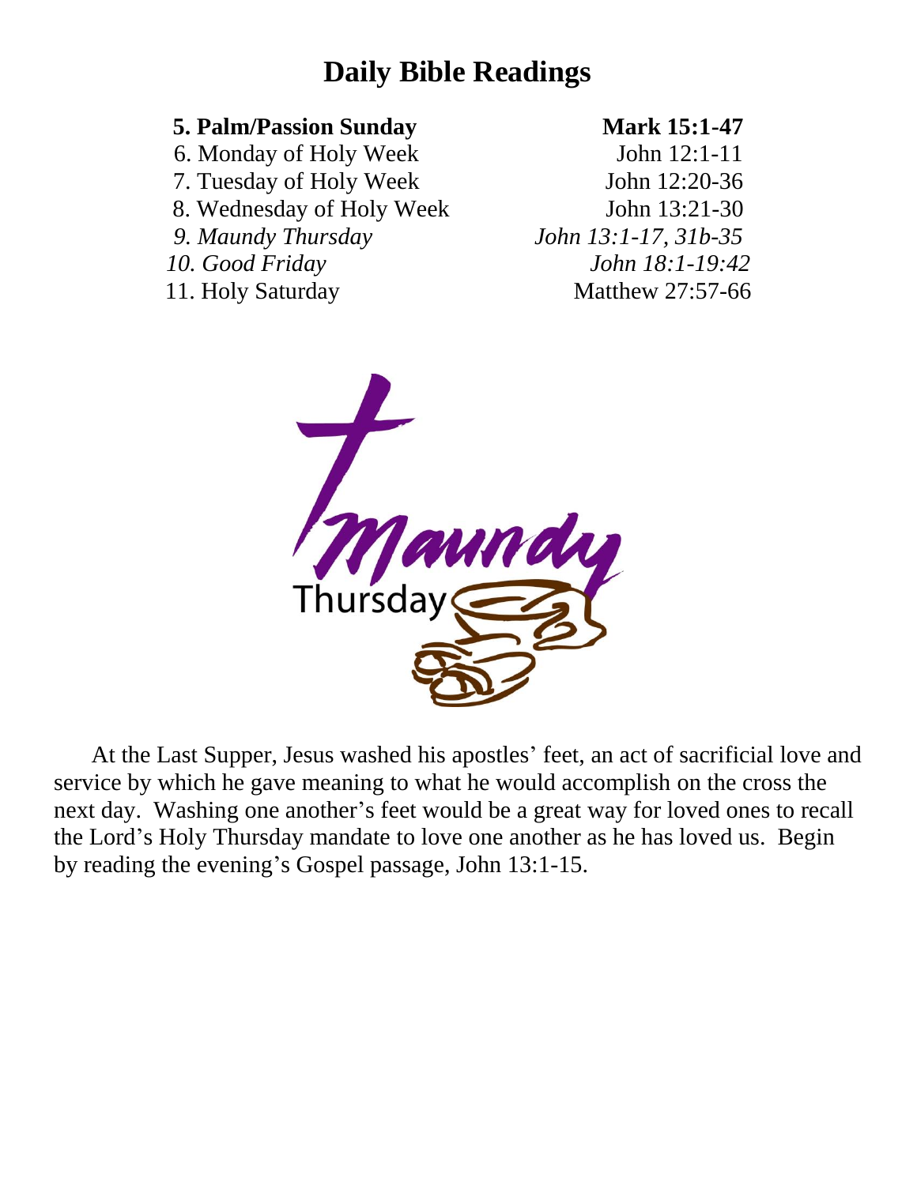# Daily Bible Readings

| | |
|---|---|
| **5. Palm/Passion Sunday** | **Mark 15:1-47** |
| 6. Monday of Holy Week | John 12:1-11 |
| 7. Tuesday of Holy Week | John 12:20-36 |
| 8. Wednesday of Holy Week | John 13:21-30 |
| *9. Maundy Thursday* | *John 13:1-17, 31b-35* |
| *10. Good Friday* | *John 18:1-19:42* |
| 11. Holy Saturday | Matthew 27:57-66 |

Maundy Thursday

At the Last Supper, Jesus washed his apostles' feet, an act of sacrificial love and service by which he gave meaning to what he would accomplish on the cross the next day. Washing one another's feet would be a great way for loved ones to recall the Lord's Holy Thursday mandate to love one another as he has loved us. Begin by reading the evening's Gospel passage, John 13:1-15.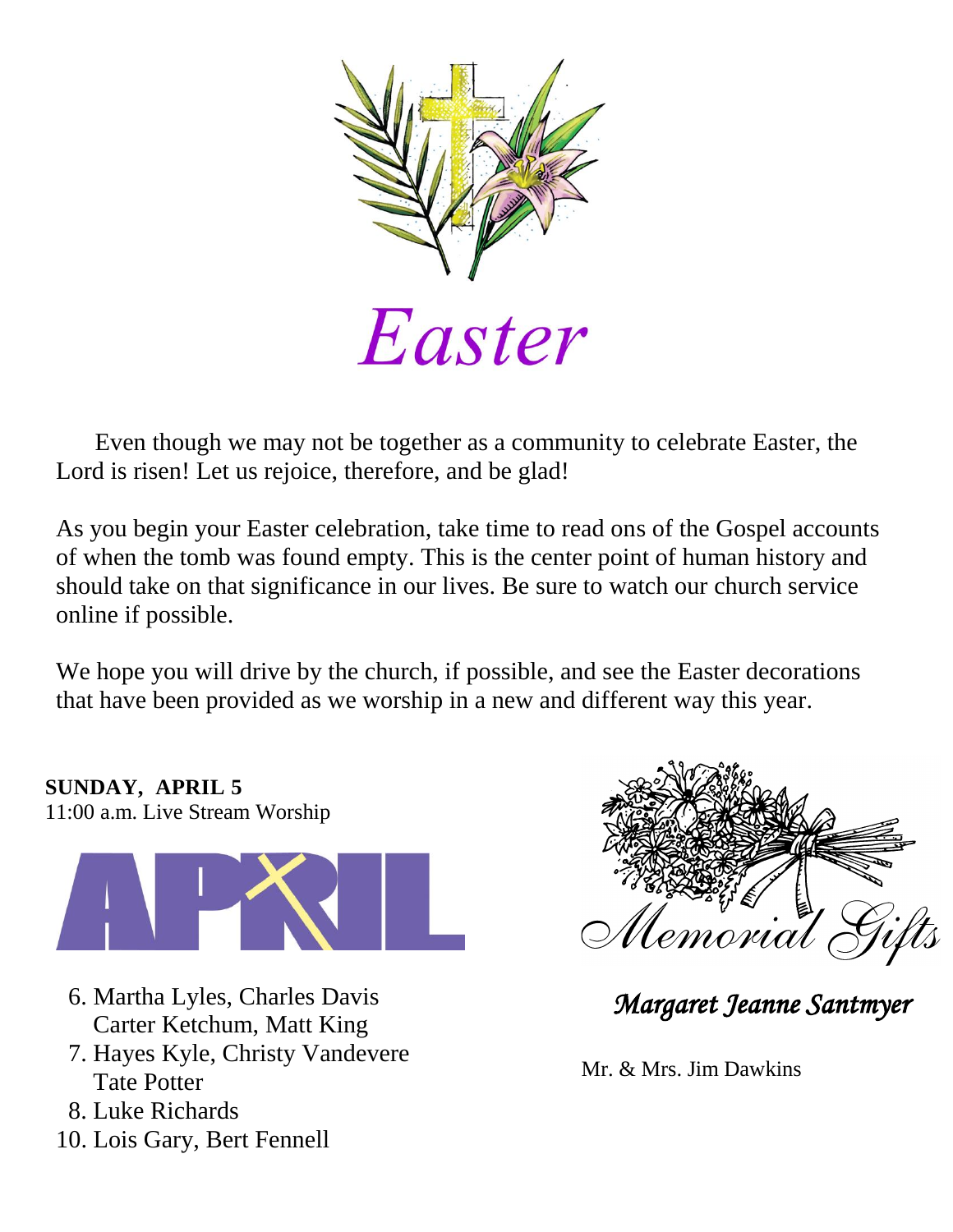# Easter

Even though we may not be together as a community to celebrate Easter, the Lord is risen! Let us rejoice, therefore, and be glad!

As you begin your Easter celebration, take time to read ons of the Gospel accounts of when the tomb was found empty. This is the center point of human history and should take on that significance in our lives. Be sure to watch our church service online if possible.

We hope you will drive by the church, if possible, and see the Easter decorations that have been provided as we worship in a new and different way this year.

**SUNDAY, APRIL 5**
11:00 a.m. Live Stream Worship

## APRIL

6. Martha Lyles, Charles Davis
   Carter Ketchum, Matt King
7. Hayes Kyle, Christy Vandevere
   Tate Potter
8. Luke Richards
10. Lois Gary, Bert Fennell

## Memorial Gifts

*Margaret Jeanne Santmyer*

Mr. & Mrs. Jim Dawkins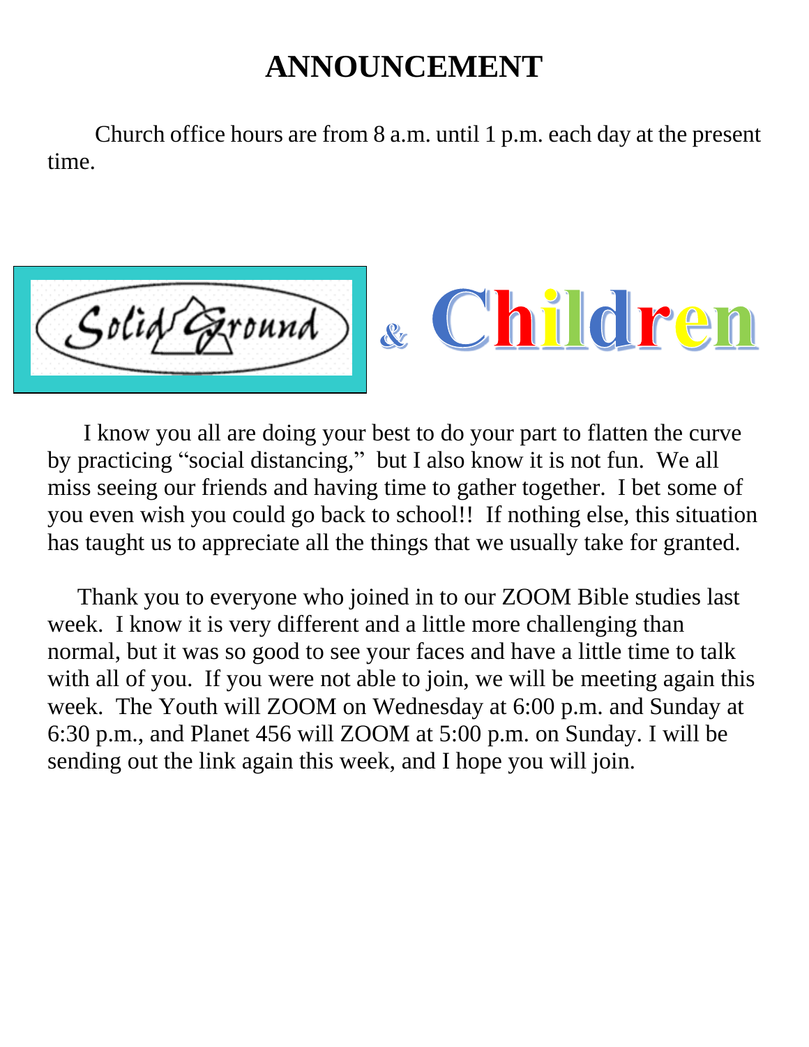# ANNOUNCEMENT

Church office hours are from 8 a.m. until 1 p.m. each day at the present time.

## Solid Ground & Children

I know you all are doing your best to do your part to flatten the curve by practicing "social distancing," but I also know it is not fun. We all miss seeing our friends and having time to gather together. I bet some of you even wish you could go back to school!! If nothing else, this situation has taught us to appreciate all the things that we usually take for granted.

Thank you to everyone who joined in to our ZOOM Bible studies last week. I know it is very different and a little more challenging than normal, but it was so good to see your faces and have a little time to talk with all of you. If you were not able to join, we will be meeting again this week. The Youth will ZOOM on Wednesday at 6:00 p.m. and Sunday at 6:30 p.m., and Planet 456 will ZOOM at 5:00 p.m. on Sunday. I will be sending out the link again this week, and I hope you will join.